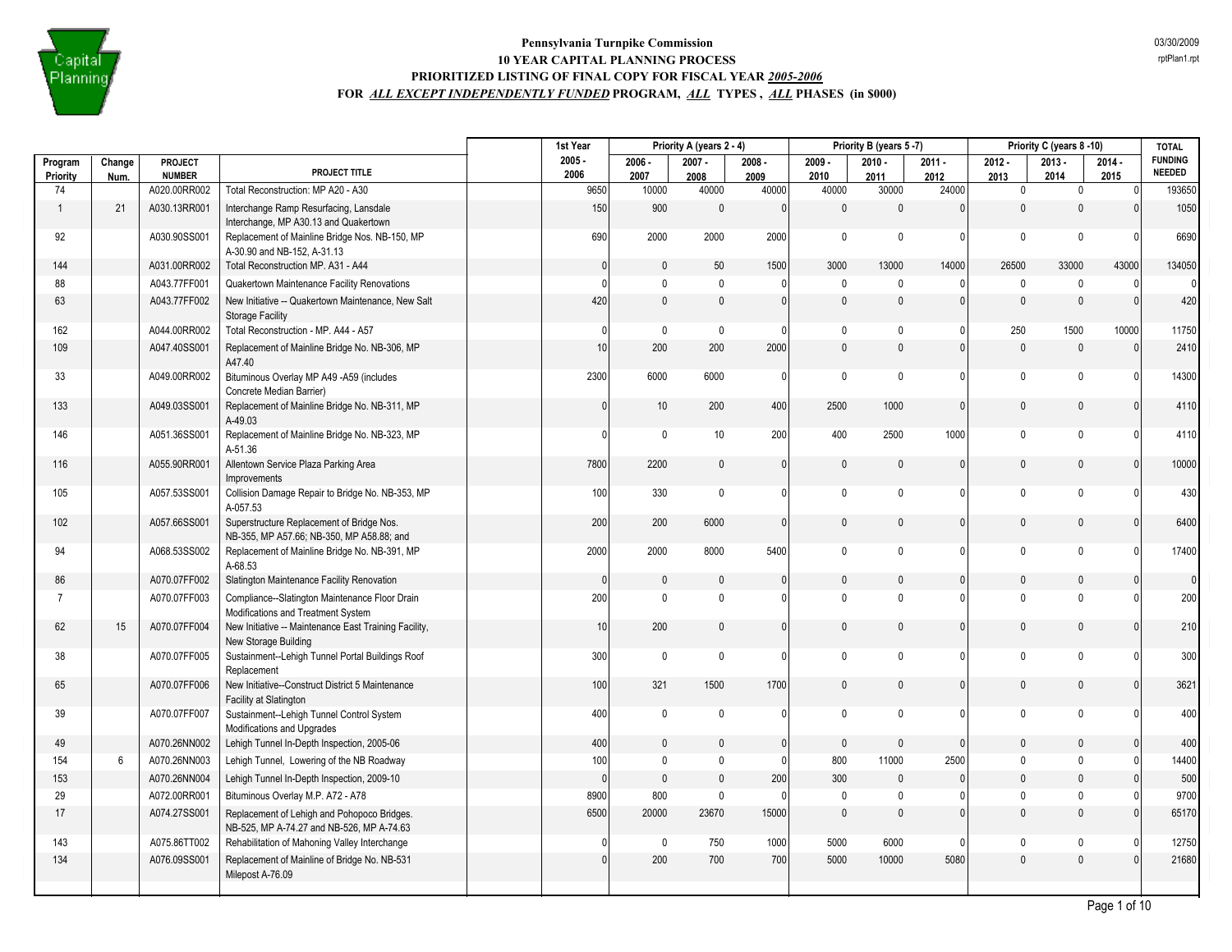# Pennsylvania Turnpike Commission

## 10 YEAR CAPITAL PLANNING PROCESS

### PRIORITIZED LISTING OF FINAL COPY FOR FISCAL YEAR *2005-2006*

### FOR *ALL EXCEPT INDEPENDENTLY FUNDED* PROGRAM, *ALL* TYPES , *ALL* PHASES (in $000)

| | | | | 1st Year | Priority A (years 2 - 4) | | | Priority B (years 5 -7) | | | Priority C (years 8 -10) | | | TOTAL |
|---|---|---|---|---|---|---|---|---|---|---|---|---|---|---|
| Program Priority | Change Num. | PROJECT NUMBER | PROJECT TITLE | 2005 - 2006 | 2006 - 2007 | 2007 - 2008 | 2008 - 2009 | 2009 - 2010 | 2010 - 2011 | 2011 - 2012 | 2012 - 2013 | 2013 - 2014 | 2014 - 2015 | FUNDING NEEDED |
| 74 | | A020.00RR002 | Total Reconstruction: MP A20 - A30 | 9650 | 10000 | 40000 | 40000 | 40000 | 30000 | 24000 | 0 | 0 | 0 | 193650 |
| 1 | 21 | A030.13RR001 | Interchange Ramp Resurfacing, Lansdale Interchange, MP A30.13 and Quakertown | 150 | 900 | 0 | 0 | 0 | 0 | 0 | 0 | 0 | 0 | 1050 |
| 92 | | A030.90SS001 | Replacement of Mainline Bridge Nos. NB-150, MP A-30.90 and NB-152, A-31.13 | 690 | 2000 | 2000 | 2000 | 0 | 0 | 0 | 0 | 0 | 0 | 6690 |
| 144 | | A031.00RR002 | Total Reconstruction MP. A31 - A44 | 0 | 0 | 50 | 1500 | 3000 | 13000 | 14000 | 26500 | 33000 | 43000 | 134050 |
| 88 | | A043.77FF001 | Quakertown Maintenance Facility Renovations | 0 | 0 | 0 | 0 | 0 | 0 | 0 | 0 | 0 | 0 | 0 |
| 63 | | A043.77FF002 | New Initiative -- Quakertown Maintenance, New Salt Storage Facility | 420 | 0 | 0 | 0 | 0 | 0 | 0 | 0 | 0 | 0 | 420 |
| 162 | | A044.00RR002 | Total Reconstruction - MP. A44 - A57 | 0 | 0 | 0 | 0 | 0 | 0 | 0 | 250 | 1500 | 10000 | 11750 |
| 109 | | A047.40SS001 | Replacement of Mainline Bridge No. NB-306, MP A47.40 | 10 | 200 | 200 | 2000 | 0 | 0 | 0 | 0 | 0 | 0 | 2410 |
| 33 | | A049.00RR002 | Bituminous Overlay MP A49 -A59 (includes Concrete Median Barrier) | 2300 | 6000 | 6000 | 0 | 0 | 0 | 0 | 0 | 0 | 0 | 14300 |
| 133 | | A049.03SS001 | Replacement of Mainline Bridge No. NB-311, MP A-49.03 | 0 | 10 | 200 | 400 | 2500 | 1000 | 0 | 0 | 0 | 0 | 4110 |
| 146 | | A051.36SS001 | Replacement of Mainline Bridge No. NB-323, MP A-51.36 | 0 | 0 | 10 | 200 | 400 | 2500 | 1000 | 0 | 0 | 0 | 4110 |
| 116 | | A055.90RR001 | Allentown Service Plaza Parking Area Improvements | 7800 | 2200 | 0 | 0 | 0 | 0 | 0 | 0 | 0 | 0 | 10000 |
| 105 | | A057.53SS001 | Collision Damage Repair to Bridge No. NB-353, MP A-057.53 | 100 | 330 | 0 | 0 | 0 | 0 | 0 | 0 | 0 | 0 | 430 |
| 102 | | A057.66SS001 | Superstructure Replacement of Bridge Nos. NB-355, MP A57.66; NB-350, MP A58.88; and | 200 | 200 | 6000 | 0 | 0 | 0 | 0 | 0 | 0 | 0 | 6400 |
| 94 | | A068.53SS002 | Replacement of Mainline Bridge No. NB-391, MP A-68.53 | 2000 | 2000 | 8000 | 5400 | 0 | 0 | 0 | 0 | 0 | 0 | 17400 |
| 86 | | A070.07FF002 | Slatington Maintenance Facility Renovation | 0 | 0 | 0 | 0 | 0 | 0 | 0 | 0 | 0 | 0 | 0 |
| 7 | | A070.07FF003 | Compliance--Slatington Maintenance Floor Drain Modifications and Treatment System | 200 | 0 | 0 | 0 | 0 | 0 | 0 | 0 | 0 | 0 | 200 |
| 62 | 15 | A070.07FF004 | New Initiative -- Maintenance East Training Facility, New Storage Building | 10 | 200 | 0 | 0 | 0 | 0 | 0 | 0 | 0 | 0 | 210 |
| 38 | | A070.07FF005 | Sustainment--Lehigh Tunnel Portal Buildings Roof Replacement | 300 | 0 | 0 | 0 | 0 | 0 | 0 | 0 | 0 | 0 | 300 |
| 65 | | A070.07FF006 | New Initiative--Construct District 5 Maintenance Facility at Slatington | 100 | 321 | 1500 | 1700 | 0 | 0 | 0 | 0 | 0 | 0 | 3621 |
| 39 | | A070.07FF007 | Sustainment--Lehigh Tunnel Control System Modifications and Upgrades | 400 | 0 | 0 | 0 | 0 | 0 | 0 | 0 | 0 | 0 | 400 |
| 49 | | A070.26NN002 | Lehigh Tunnel In-Depth Inspection, 2005-06 | 400 | 0 | 0 | 0 | 0 | 0 | 0 | 0 | 0 | 0 | 400 |
| 154 | 6 | A070.26NN003 | Lehigh Tunnel, Lowering of the NB Roadway | 100 | 0 | 0 | 0 | 800 | 11000 | 2500 | 0 | 0 | 0 | 14400 |
| 153 | | A070.26NN004 | Lehigh Tunnel In-Depth Inspection, 2009-10 | 0 | 0 | 0 | 200 | 300 | 0 | 0 | 0 | 0 | 0 | 500 |
| 29 | | A072.00RR001 | Bituminous Overlay M.P. A72 - A78 | 8900 | 800 | 0 | 0 | 0 | 0 | 0 | 0 | 0 | 0 | 9700 |
| 17 | | A074.27SS001 | Replacement of Lehigh and Pohopoco Bridges. NB-525, MP A-74.27 and NB-526, MP A-74.63 | 6500 | 20000 | 23670 | 15000 | 0 | 0 | 0 | 0 | 0 | 0 | 65170 |
| 143 | | A075.86TT002 | Rehabilitation of Mahoning Valley Interchange | 0 | 0 | 750 | 1000 | 5000 | 6000 | 0 | 0 | 0 | 0 | 12750 |
| 134 | | A076.09SS001 | Replacement of Mainline of Bridge No. NB-531 Milepost A-76.09 | 0 | 200 | 700 | 700 | 5000 | 10000 | 5080 | 0 | 0 | 0 | 21680 |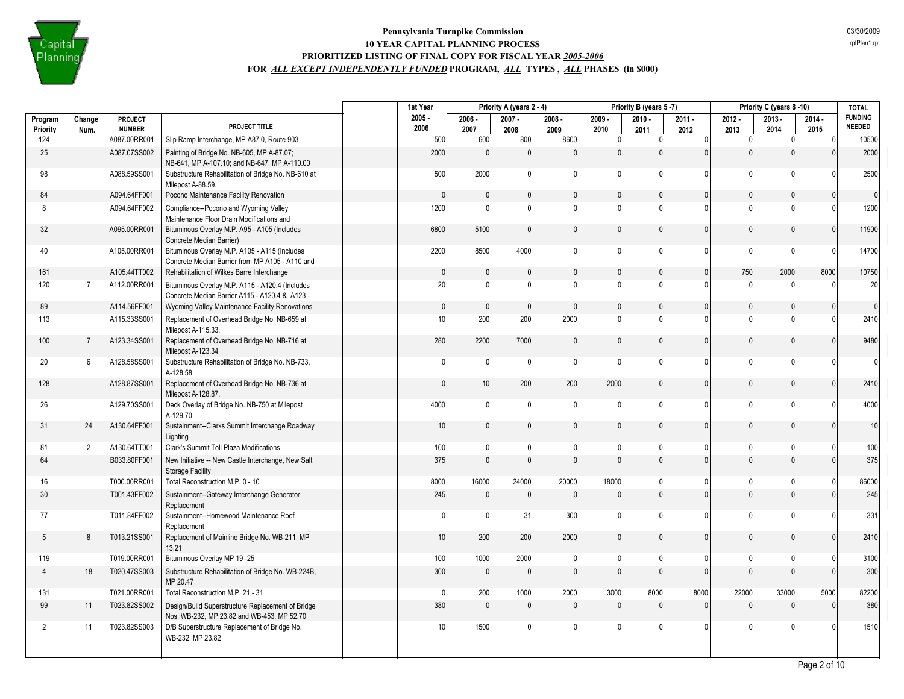**Pennsylvania Turnpike Commission**
**10 YEAR CAPITAL PLANNING PROCESS**
**PRIORITIZED LISTING OF FINAL COPY FOR FISCAL YEAR _2005-2006_**
**FOR _ALL EXCEPT INDEPENDENTLY FUNDED_ PROGRAM, _ALL_ TYPES , _ALL_ PHASES (in $000)**

03/30/2009
rptPlan1.rpt

| | | | | 1st Year | Priority A (years 2 - 4) | | | Priority B (years 5 -7) | | | Priority C (years 8 -10) | | | TOTAL |
|---|---|---|---|---|---|---|---|---|---|---|---|---|---|---|
| Program Priority | Change Num. | PROJECT NUMBER | PROJECT TITLE | 2005 - 2006 | 2006 - 2007 | 2007 - 2008 | 2008 - 2009 | 2009 - 2010 | 2010 - 2011 | 2011 - 2012 | 2012 - 2013 | 2013 - 2014 | 2014 - 2015 | FUNDING NEEDED |
| 124 | | A087.00RR001 | Slip Ramp Interchange, MP A87.0, Route 903 | 500 | 600 | 800 | 8600 | 0 | 0 | 0 | 0 | 0 | 0 | 10500 |
| 25 | | A087.07SS002 | Painting of Bridge No. NB-605, MP A-87.07; NB-641, MP A-107.10; and NB-647, MP A-110.00 | 2000 | 0 | 0 | 0 | 0 | 0 | 0 | 0 | 0 | 0 | 2000 |
| 98 | | A088.59SS001 | Substructure Rehabilitation of Bridge No. NB-610 at Milepost A-88.59. | 500 | 2000 | 0 | 0 | 0 | 0 | 0 | 0 | 0 | 0 | 2500 |
| 84 | | A094.64FF001 | Pocono Maintenance Facility Renovation | 0 | 0 | 0 | 0 | 0 | 0 | 0 | 0 | 0 | 0 | 0 |
| 8 | | A094.64FF002 | Compliance--Pocono and Wyoming Valley Maintenance Floor Drain Modifications and | 1200 | 0 | 0 | 0 | 0 | 0 | 0 | 0 | 0 | 0 | 1200 |
| 32 | | A095.00RR001 | Bituminous Overlay M.P. A95 - A105 (Includes Concrete Median Barrier) | 6800 | 5100 | 0 | 0 | 0 | 0 | 0 | 0 | 0 | 0 | 11900 |
| 40 | | A105.00RR001 | Bituminous Overlay M.P. A105 - A115 (Includes Concrete Median Barrier from MP A105 - A110 and | 2200 | 8500 | 4000 | 0 | 0 | 0 | 0 | 0 | 0 | 0 | 14700 |
| 161 | | A105.44TT002 | Rehabilitation of Wilkes Barre Interchange | 0 | 0 | 0 | 0 | 0 | 0 | 0 | 750 | 2000 | 8000 | 10750 |
| 120 | 7 | A112.00RR001 | Bituminous Overlay M.P. A115 - A120.4 (Includes Concrete Median Barrier A115 - A120.4 & A123 - | 20 | 0 | 0 | 0 | 0 | 0 | 0 | 0 | 0 | 0 | 20 |
| 89 | | A114.56FF001 | Wyoming Valley Maintenance Facility Renovations | 0 | 0 | 0 | 0 | 0 | 0 | 0 | 0 | 0 | 0 | 0 |
| 113 | | A115.33SS001 | Replacement of Overhead Bridge No. NB-659 at Milepost A-115.33. | 10 | 200 | 200 | 2000 | 0 | 0 | 0 | 0 | 0 | 0 | 2410 |
| 100 | 7 | A123.34SS001 | Replacement of Overhead Bridge No. NB-716 at Milepost A-123.34 | 280 | 2200 | 7000 | 0 | 0 | 0 | 0 | 0 | 0 | 0 | 9480 |
| 20 | 6 | A128.58SS001 | Substructure Rehabilitation of Bridge No. NB-733, A-128.58 | 0 | 0 | 0 | 0 | 0 | 0 | 0 | 0 | 0 | 0 | 0 |
| 128 | | A128.87SS001 | Replacement of Overhead Bridge No. NB-736 at Milepost A-128.87. | 0 | 10 | 200 | 200 | 2000 | 0 | 0 | 0 | 0 | 0 | 2410 |
| 26 | | A129.70SS001 | Deck Overlay of Bridge No. NB-750 at Milepost A-129.70 | 4000 | 0 | 0 | 0 | 0 | 0 | 0 | 0 | 0 | 0 | 4000 |
| 31 | 24 | A130.64FF001 | Sustainment--Clarks Summit Interchange Roadway Lighting | 10 | 0 | 0 | 0 | 0 | 0 | 0 | 0 | 0 | 0 | 10 |
| 81 | 2 | A130.64TT001 | Clark's Summit Toll Plaza Modifications | 100 | 0 | 0 | 0 | 0 | 0 | 0 | 0 | 0 | 0 | 100 |
| 64 | | B033.80FF001 | New Initiative -- New Castle Interchange, New Salt Storage Facility | 375 | 0 | 0 | 0 | 0 | 0 | 0 | 0 | 0 | 0 | 375 |
| 16 | | T000.00RR001 | Total Reconstruction M.P. 0 - 10 | 8000 | 16000 | 24000 | 20000 | 18000 | 0 | 0 | 0 | 0 | 0 | 86000 |
| 30 | | T001.43FF002 | Sustainment--Gateway Interchange Generator Replacement | 245 | 0 | 0 | 0 | 0 | 0 | 0 | 0 | 0 | 0 | 245 |
| 77 | | T011.84FF002 | Sustainment--Homewood Maintenance Roof Replacement | 0 | 0 | 31 | 300 | 0 | 0 | 0 | 0 | 0 | 0 | 331 |
| 5 | 8 | T013.21SS001 | Replacement of Mainline Bridge No. WB-211, MP 13.21 | 10 | 200 | 200 | 2000 | 0 | 0 | 0 | 0 | 0 | 0 | 2410 |
| 119 | | T019.00RR001 | Bituminous Overlay MP 19 -25 | 100 | 1000 | 2000 | 0 | 0 | 0 | 0 | 0 | 0 | 0 | 3100 |
| 4 | 18 | T020.47SS003 | Substructure Rehabilitation of Bridge No. WB-224B, MP 20.47 | 300 | 0 | 0 | 0 | 0 | 0 | 0 | 0 | 0 | 0 | 300 |
| 131 | | T021.00RR001 | Total Reconstruction M.P. 21 - 31 | 0 | 200 | 1000 | 2000 | 3000 | 8000 | 8000 | 22000 | 33000 | 5000 | 82200 |
| 99 | 11 | T023.82SS002 | Design/Build Superstructure Replacement of Bridge Nos. WB-232, MP 23.82 and WB-453, MP 52.70 | 380 | 0 | 0 | 0 | 0 | 0 | 0 | 0 | 0 | 0 | 380 |
| 2 | 11 | T023.82SS003 | D/B Superstructure Replacement of Bridge No. WB-232, MP 23.82 | 10 | 1500 | 0 | 0 | 0 | 0 | 0 | 0 | 0 | 0 | 1510 |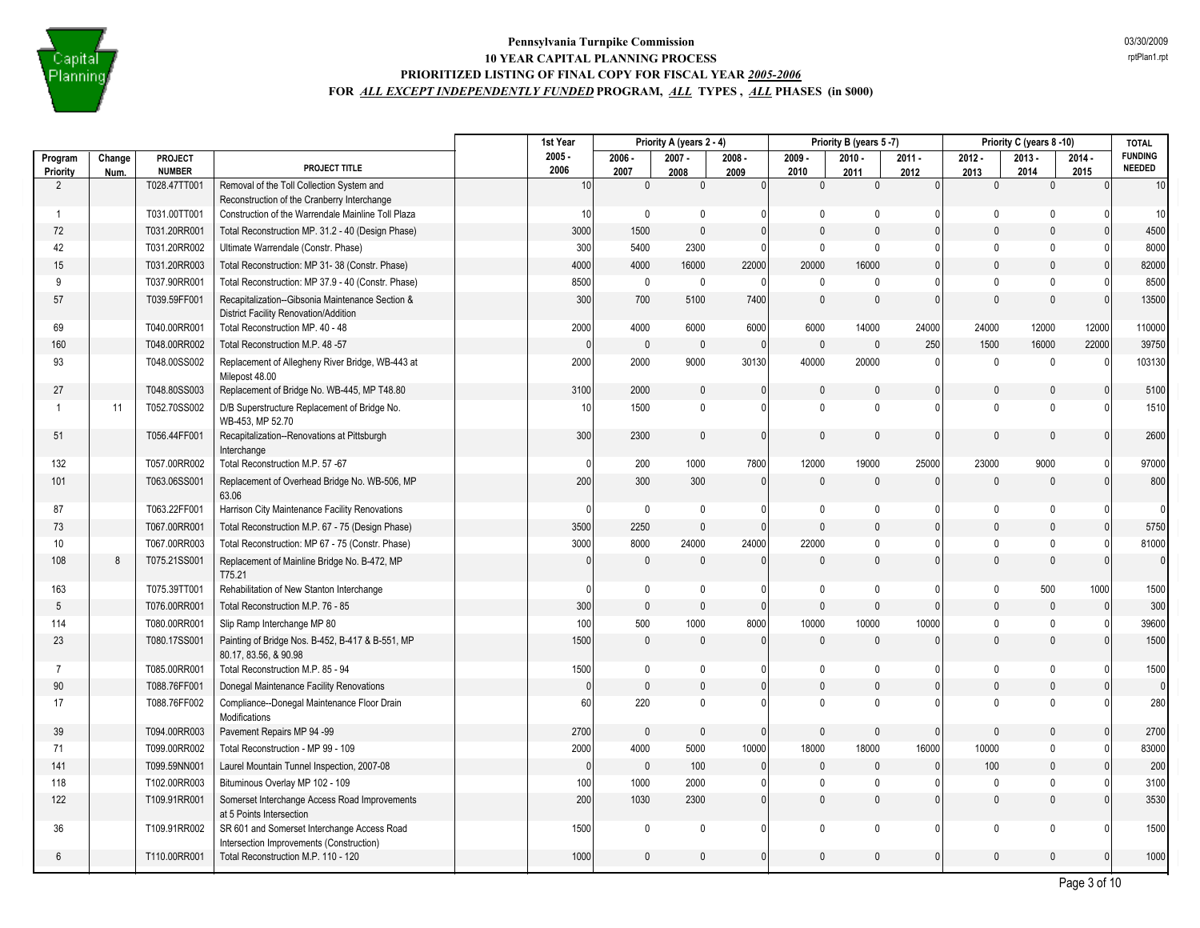**Pennsylvania Turnpike Commission**
**10 YEAR CAPITAL PLANNING PROCESS**
**PRIORITIZED LISTING OF FINAL COPY FOR FISCAL YEAR *2005-2006***
**FOR *ALL EXCEPT INDEPENDENTLY FUNDED* PROGRAM, *ALL* TYPES , *ALL* PHASES (in $000)**

03/30/2009
rptPlan1.rpt

| Program Priority | Change Num. | PROJECT NUMBER | PROJECT TITLE | 1st Year 2005 - 2006 | Priority A (years 2 - 4) 2006 - 2007 | 2007 - 2008 | 2008 - 2009 | Priority B (years 5 -7) 2009 - 2010 | 2010 - 2011 | 2011 - 2012 | Priority C (years 8 -10) 2012 - 2013 | 2013 - 2014 | 2014 - 2015 | TOTAL FUNDING NEEDED |
|---|---|---|---|---|---|---|---|---|---|---|---|---|---|---|
| 2 | | T028.47TT001 | Removal of the Toll Collection System and Reconstruction of the Cranberry Interchange | 10 | 0 | 0 | 0 | 0 | 0 | 0 | 0 | 0 | 0 | 10 |
| 1 | | T031.00TT001 | Construction of the Warrendale Mainline Toll Plaza | 10 | 0 | 0 | 0 | 0 | 0 | 0 | 0 | 0 | 0 | 10 |
| 72 | | T031.20RR001 | Total Reconstruction MP. 31.2 - 40 (Design Phase) | 3000 | 1500 | 0 | 0 | 0 | 0 | 0 | 0 | 0 | 0 | 4500 |
| 42 | | T031.20RR002 | Ultimate Warrendale (Constr. Phase) | 300 | 5400 | 2300 | 0 | 0 | 0 | 0 | 0 | 0 | 0 | 8000 |
| 15 | | T031.20RR003 | Total Reconstruction: MP 31- 38 (Constr. Phase) | 4000 | 4000 | 16000 | 22000 | 20000 | 16000 | 0 | 0 | 0 | 0 | 82000 |
| 9 | | T037.90RR001 | Total Reconstruction: MP 37.9 - 40 (Constr. Phase) | 8500 | 0 | 0 | 0 | 0 | 0 | 0 | 0 | 0 | 0 | 8500 |
| 57 | | T039.59FF001 | Recapitalization--Gibsonia Maintenance Section & District Facility Renovation/Addition | 300 | 700 | 5100 | 7400 | 0 | 0 | 0 | 0 | 0 | 0 | 13500 |
| 69 | | T040.00RR001 | Total Reconstruction MP. 40 - 48 | 2000 | 4000 | 6000 | 6000 | 6000 | 14000 | 24000 | 24000 | 12000 | 12000 | 110000 |
| 160 | | T048.00RR002 | Total Reconstruction M.P. 48 -57 | 0 | 0 | 0 | 0 | 0 | 0 | 250 | 1500 | 16000 | 22000 | 39750 |
| 93 | | T048.00SS002 | Replacement of Allegheny River Bridge, WB-443 at Milepost 48.00 | 2000 | 2000 | 9000 | 30130 | 40000 | 20000 | 0 | 0 | 0 | 0 | 103130 |
| 27 | | T048.80SS003 | Replacement of Bridge No. WB-445, MP T48.80 | 3100 | 2000 | 0 | 0 | 0 | 0 | 0 | 0 | 0 | 0 | 5100 |
| 1 | 11 | T052.70SS002 | D/B Superstructure Replacement of Bridge No. WB-453, MP 52.70 | 10 | 1500 | 0 | 0 | 0 | 0 | 0 | 0 | 0 | 0 | 1510 |
| 51 | | T056.44FF001 | Recapitalization--Renovations at Pittsburgh Interchange | 300 | 2300 | 0 | 0 | 0 | 0 | 0 | 0 | 0 | 0 | 2600 |
| 132 | | T057.00RR002 | Total Reconstruction M.P. 57 -67 | 0 | 200 | 1000 | 7800 | 12000 | 19000 | 25000 | 23000 | 9000 | 0 | 97000 |
| 101 | | T063.06SS001 | Replacement of Overhead Bridge No. WB-506, MP 63.06 | 200 | 300 | 300 | 0 | 0 | 0 | 0 | 0 | 0 | 0 | 800 |
| 87 | | T063.22FF001 | Harrison City Maintenance Facility Renovations | 0 | 0 | 0 | 0 | 0 | 0 | 0 | 0 | 0 | 0 | 0 |
| 73 | | T067.00RR001 | Total Reconstruction M.P. 67 - 75 (Design Phase) | 3500 | 2250 | 0 | 0 | 0 | 0 | 0 | 0 | 0 | 0 | 5750 |
| 10 | | T067.00RR003 | Total Reconstruction: MP 67 - 75 (Constr. Phase) | 3000 | 8000 | 24000 | 24000 | 22000 | 0 | 0 | 0 | 0 | 0 | 81000 |
| 108 | 8 | T075.21SS001 | Replacement of Mainline Bridge No. B-472, MP T75.21 | 0 | 0 | 0 | 0 | 0 | 0 | 0 | 0 | 0 | 0 | 0 |
| 163 | | T075.39TT001 | Rehabilitation of New Stanton Interchange | 0 | 0 | 0 | 0 | 0 | 0 | 0 | 0 | 500 | 1000 | 1500 |
| 5 | | T076.00RR001 | Total Reconstruction M.P. 76 - 85 | 300 | 0 | 0 | 0 | 0 | 0 | 0 | 0 | 0 | 0 | 300 |
| 114 | | T080.00RR001 | Slip Ramp Interchange MP 80 | 100 | 500 | 1000 | 8000 | 10000 | 10000 | 10000 | 0 | 0 | 0 | 39600 |
| 23 | | T080.17SS001 | Painting of Bridge Nos. B-452, B-417 & B-551, MP 80.17, 83.56, & 90.98 | 1500 | 0 | 0 | 0 | 0 | 0 | 0 | 0 | 0 | 0 | 1500 |
| 7 | | T085.00RR001 | Total Reconstruction M.P. 85 - 94 | 1500 | 0 | 0 | 0 | 0 | 0 | 0 | 0 | 0 | 0 | 1500 |
| 90 | | T088.76FF001 | Donegal Maintenance Facility Renovations | 0 | 0 | 0 | 0 | 0 | 0 | 0 | 0 | 0 | 0 | 0 |
| 17 | | T088.76FF002 | Compliance--Donegal Maintenance Floor Drain Modifications | 60 | 220 | 0 | 0 | 0 | 0 | 0 | 0 | 0 | 0 | 280 |
| 39 | | T094.00RR003 | Pavement Repairs MP 94 -99 | 2700 | 0 | 0 | 0 | 0 | 0 | 0 | 0 | 0 | 0 | 2700 |
| 71 | | T099.00RR002 | Total Reconstruction - MP 99 - 109 | 2000 | 4000 | 5000 | 10000 | 18000 | 18000 | 16000 | 10000 | 0 | 0 | 83000 |
| 141 | | T099.59NN001 | Laurel Mountain Tunnel Inspection, 2007-08 | 0 | 0 | 100 | 0 | 0 | 0 | 0 | 100 | 0 | 0 | 200 |
| 118 | | T102.00RR003 | Bituminous Overlay MP 102 - 109 | 100 | 1000 | 2000 | 0 | 0 | 0 | 0 | 0 | 0 | 0 | 3100 |
| 122 | | T109.91RR001 | Somerset Interchange Access Road Improvements at 5 Points Intersection | 200 | 1030 | 2300 | 0 | 0 | 0 | 0 | 0 | 0 | 0 | 3530 |
| 36 | | T109.91RR002 | SR 601 and Somerset Interchange Access Road Intersection Improvements (Construction) | 1500 | 0 | 0 | 0 | 0 | 0 | 0 | 0 | 0 | 0 | 1500 |
| 6 | | T110.00RR001 | Total Reconstruction M.P. 110 - 120 | 1000 | 0 | 0 | 0 | 0 | 0 | 0 | 0 | 0 | 0 | 1000 |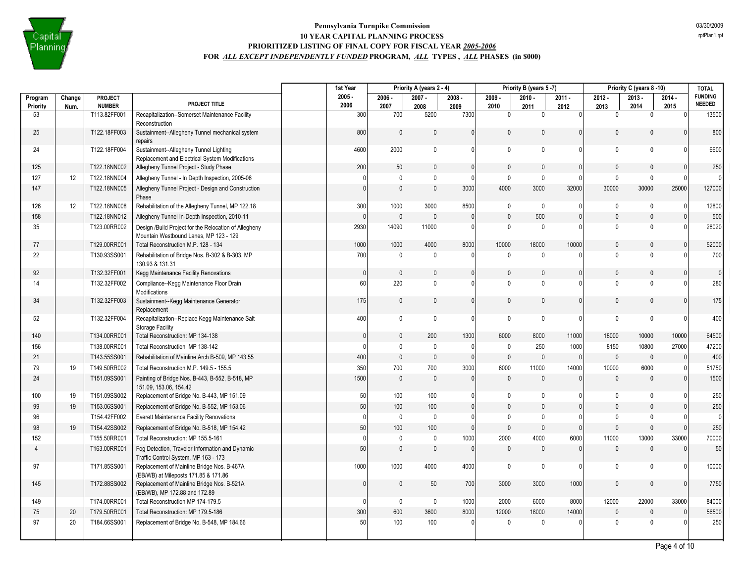# Pennsylvania Turnpike Commission
## 10 YEAR CAPITAL PLANNING PROCESS
### PRIORITIZED LISTING OF FINAL COPY FOR FISCAL YEAR *2005-2006*
### FOR *ALL EXCEPT INDEPENDENTLY FUNDED* PROGRAM, *ALL* TYPES , *ALL* PHASES (in $000)

03/30/2009
rptPlan1.rpt

| | | | | 1st Year | Priority A (years 2 - 4) | | | Priority B (years 5 -7) | | | Priority C (years 8 -10) | | | TOTAL |
|---|---|---|---|---|---|---|---|---|---|---|---|---|---|---|
| Program Priority | Change Num. | PROJECT NUMBER | PROJECT TITLE | 2005 - 2006 | 2006 - 2007 | 2007 - 2008 | 2008 - 2009 | 2009 - 2010 | 2010 - 2011 | 2011 - 2012 | 2012 - 2013 | 2013 - 2014 | 2014 - 2015 | FUNDING NEEDED |
| 53 | | T113.82FF001 | Recapitalization--Somerset Maintenance Facility Reconstruction | 300 | 700 | 5200 | 7300 | 0 | 0 | 0 | 0 | 0 | 0 | 13500 |
| 25 | | T122.18FF003 | Sustainment--Allegheny Tunnel mechanical system repairs | 800 | 0 | 0 | 0 | 0 | 0 | 0 | 0 | 0 | 0 | 800 |
| 24 | | T122.18FF004 | Sustainment--Allegheny Tunnel Lighting Replacement and Electrical System Modifications | 4600 | 2000 | 0 | 0 | 0 | 0 | 0 | 0 | 0 | 0 | 6600 |
| 125 | | T122.18NN002 | Allegheny Tunnel Project - Study Phase | 200 | 50 | 0 | 0 | 0 | 0 | 0 | 0 | 0 | 0 | 250 |
| 127 | 12 | T122.18NN004 | Allegheny Tunnel - In Depth Inspection, 2005-06 | 0 | 0 | 0 | 0 | 0 | 0 | 0 | 0 | 0 | 0 | 0 |
| 147 | | T122.18NN005 | Allegheny Tunnel Project - Design and Construction Phase | 0 | 0 | 0 | 3000 | 4000 | 3000 | 32000 | 30000 | 30000 | 25000 | 127000 |
| 126 | 12 | T122.18NN008 | Rehabilitation of the Allegheny Tunnel, MP 122.18 | 300 | 1000 | 3000 | 8500 | 0 | 0 | 0 | 0 | 0 | 0 | 12800 |
| 158 | | T122.18NN012 | Allegheny Tunnel In-Depth Inspection, 2010-11 | 0 | 0 | 0 | 0 | 0 | 500 | 0 | 0 | 0 | 0 | 500 |
| 35 | | T123.00RR002 | Design /Build Project for the Relocation of Allegheny Mountain Westbound Lanes, MP 123 - 129 | 2930 | 14090 | 11000 | 0 | 0 | 0 | 0 | 0 | 0 | 0 | 28020 |
| 77 | | T129.00RR001 | Total Reconstruction M.P. 128 - 134 | 1000 | 1000 | 4000 | 8000 | 10000 | 18000 | 10000 | 0 | 0 | 0 | 52000 |
| 22 | | T130.93SS001 | Rehabilitation of Bridge Nos. B-302 & B-303, MP 130.93 & 131.31 | 700 | 0 | 0 | 0 | 0 | 0 | 0 | 0 | 0 | 0 | 700 |
| 92 | | T132.32FF001 | Kegg Maintenance Facility Renovations | 0 | 0 | 0 | 0 | 0 | 0 | 0 | 0 | 0 | 0 | 0 |
| 14 | | T132.32FF002 | Compliance--Kegg Maintenance Floor Drain Modifications | 60 | 220 | 0 | 0 | 0 | 0 | 0 | 0 | 0 | 0 | 280 |
| 34 | | T132.32FF003 | Sustainment--Kegg Maintenance Generator Replacement | 175 | 0 | 0 | 0 | 0 | 0 | 0 | 0 | 0 | 0 | 175 |
| 52 | | T132.32FF004 | Recapitalization--Replace Kegg Maintenance Salt Storage Facility | 400 | 0 | 0 | 0 | 0 | 0 | 0 | 0 | 0 | 0 | 400 |
| 140 | | T134.00RR001 | Total Reconstruction: MP 134-138 | 0 | 0 | 200 | 1300 | 6000 | 8000 | 11000 | 18000 | 10000 | 10000 | 64500 |
| 156 | | T138.00RR001 | Total Reconstruction MP 138-142 | 0 | 0 | 0 | 0 | 0 | 250 | 1000 | 8150 | 10800 | 27000 | 47200 |
| 21 | | T143.55SS001 | Rehabilitation of Mainline Arch B-509, MP 143.55 | 400 | 0 | 0 | 0 | 0 | 0 | 0 | 0 | 0 | 0 | 400 |
| 79 | 19 | T149.50RR002 | Total Reconstruction M.P. 149.5 - 155.5 | 350 | 700 | 700 | 3000 | 6000 | 11000 | 14000 | 10000 | 6000 | 0 | 51750 |
| 24 | | T151.09SS001 | Painting of Bridge Nos. B-443, B-552, B-518, MP 151.09, 153.06, 154.42 | 1500 | 0 | 0 | 0 | 0 | 0 | 0 | 0 | 0 | 0 | 1500 |
| 100 | 19 | T151.09SS002 | Replacement of Bridge No. B-443, MP 151.09 | 50 | 100 | 100 | 0 | 0 | 0 | 0 | 0 | 0 | 0 | 250 |
| 99 | 19 | T153.06SS001 | Replacement of Bridge No. B-552, MP 153.06 | 50 | 100 | 100 | 0 | 0 | 0 | 0 | 0 | 0 | 0 | 250 |
| 96 | | T154.42FF002 | Everett Maintenance Facility Renovations | 0 | 0 | 0 | 0 | 0 | 0 | 0 | 0 | 0 | 0 | 0 |
| 98 | 19 | T154.42SS002 | Replacement of Bridge No. B-518, MP 154.42 | 50 | 100 | 100 | 0 | 0 | 0 | 0 | 0 | 0 | 0 | 250 |
| 152 | | T155.50RR001 | Total Reconstruction: MP 155.5-161 | 0 | 0 | 0 | 1000 | 2000 | 4000 | 6000 | 11000 | 13000 | 33000 | 70000 |
| 4 | | T163.00RR001 | Fog Detection, Traveler Information and Dynamic Traffic Control System, MP 163 - 173 | 50 | 0 | 0 | 0 | 0 | 0 | 0 | 0 | 0 | 0 | 50 |
| 97 | | T171.85SS001 | Replacement of Mainline Bridge Nos. B-467A (EB/WB) at Mileposts 171.85 & 171.86 | 1000 | 1000 | 4000 | 4000 | 0 | 0 | 0 | 0 | 0 | 0 | 10000 |
| 145 | | T172.88SS002 | Replacement of Mainline Bridge Nos. B-521A (EB/WB), MP 172.88 and 172.89 | 0 | 0 | 50 | 700 | 3000 | 3000 | 1000 | 0 | 0 | 0 | 7750 |
| 149 | | T174.00RR001 | Total Reconstruction MP 174-179.5 | 0 | 0 | 0 | 1000 | 2000 | 6000 | 8000 | 12000 | 22000 | 33000 | 84000 |
| 75 | 20 | T179.50RR001 | Total Reconstruction: MP 179.5-186 | 300 | 600 | 3600 | 8000 | 12000 | 18000 | 14000 | 0 | 0 | 0 | 56500 |
| 97 | 20 | T184.66SS001 | Replacement of Bridge No. B-548, MP 184.66 | 50 | 100 | 100 | 0 | 0 | 0 | 0 | 0 | 0 | 0 | 250 |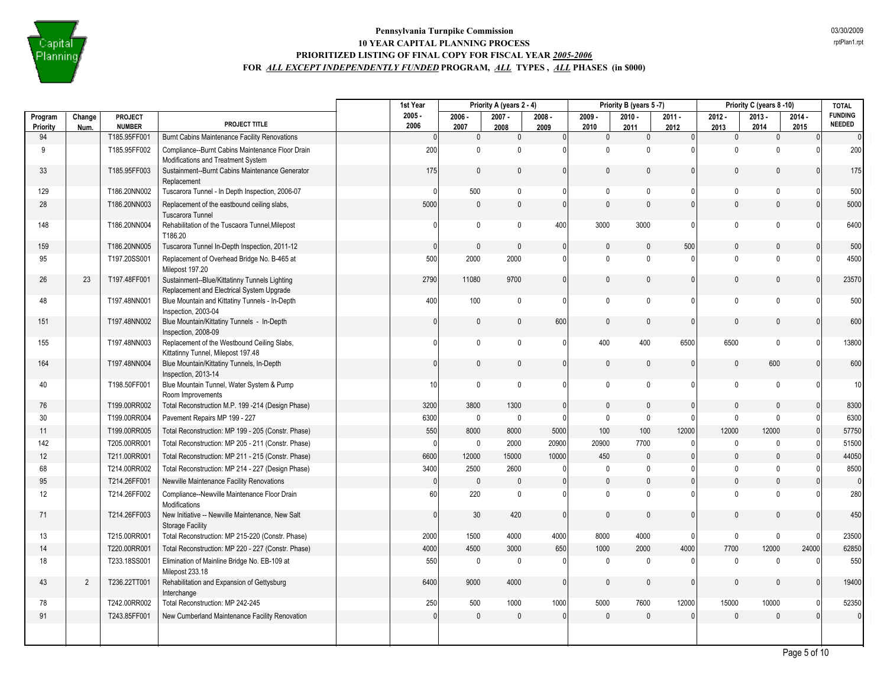**Pennsylvania Turnpike Commission**
**10 YEAR CAPITAL PLANNING PROCESS**
**PRIORITIZED LISTING OF FINAL COPY FOR FISCAL YEAR *2005-2006***
**FOR *ALL EXCEPT INDEPENDENTLY FUNDED* PROGRAM, *ALL* TYPES , *ALL* PHASES (in $000)**

03/30/2009
rptPlan1.rpt

| | | | | 1st Year | Priority A (years 2 - 4) | | | Priority B (years 5 -7) | | | Priority C (years 8 -10) | | | TOTAL |
|---|---|---|---|---|---|---|---|---|---|---|---|---|---|---|
| Program Priority | Change Num. | PROJECT NUMBER | PROJECT TITLE | 2005 - 2006 | 2006 - 2007 | 2007 - 2008 | 2008 - 2009 | 2009 - 2010 | 2010 - 2011 | 2011 - 2012 | 2012 - 2013 | 2013 - 2014 | 2014 - 2015 | FUNDING NEEDED |
| 94 | | T185.95FF001 | Burnt Cabins Maintenance Facility Renovations | 0 | 0 | 0 | 0 | 0 | 0 | 0 | 0 | 0 | 0 | 0 |
| 9 | | T185.95FF002 | Compliance--Burnt Cabins Maintenance Floor Drain Modifications and Treatment System | 200 | 0 | 0 | 0 | 0 | 0 | 0 | 0 | 0 | 0 | 200 |
| 33 | | T185.95FF003 | Sustainment--Burnt Cabins Maintenance Generator Replacement | 175 | 0 | 0 | 0 | 0 | 0 | 0 | 0 | 0 | 0 | 175 |
| 129 | | T186.20NN002 | Tuscarora Tunnel - In Depth Inspection, 2006-07 | 0 | 500 | 0 | 0 | 0 | 0 | 0 | 0 | 0 | 0 | 500 |
| 28 | | T186.20NN003 | Replacement of the eastbound ceiling slabs, Tuscarora Tunnel | 5000 | 0 | 0 | 0 | 0 | 0 | 0 | 0 | 0 | 0 | 5000 |
| 148 | | T186.20NN004 | Rehabilitation of the Tuscaora Tunnel,Milepost T186.20 | 0 | 0 | 0 | 400 | 3000 | 3000 | 0 | 0 | 0 | 0 | 6400 |
| 159 | | T186.20NN005 | Tuscarora Tunnel In-Depth Inspection, 2011-12 | 0 | 0 | 0 | 0 | 0 | 0 | 500 | 0 | 0 | 0 | 500 |
| 95 | | T197.20SS001 | Replacement of Overhead Bridge No. B-465 at Milepost 197.20 | 500 | 2000 | 2000 | 0 | 0 | 0 | 0 | 0 | 0 | 0 | 4500 |
| 26 | 23 | T197.48FF001 | Sustainment--Blue/Kittatinny Tunnels Lighting Replacement and Electrical System Upgrade | 2790 | 11080 | 9700 | 0 | 0 | 0 | 0 | 0 | 0 | 0 | 23570 |
| 48 | | T197.48NN001 | Blue Mountain and Kittatiny Tunnels - In-Depth Inspection, 2003-04 | 400 | 100 | 0 | 0 | 0 | 0 | 0 | 0 | 0 | 0 | 500 |
| 151 | | T197.48NN002 | Blue Mountain/Kittatiny Tunnels - In-Depth Inspection, 2008-09 | 0 | 0 | 0 | 600 | 0 | 0 | 0 | 0 | 0 | 0 | 600 |
| 155 | | T197.48NN003 | Replacement of the Westbound Ceiling Slabs, Kittatinny Tunnel, Milepost 197.48 | 0 | 0 | 0 | 0 | 400 | 400 | 6500 | 6500 | 0 | 0 | 13800 |
| 164 | | T197.48NN004 | Blue Mountain/Kittatiny Tunnels, In-Depth Inspection, 2013-14 | 0 | 0 | 0 | 0 | 0 | 0 | 0 | 0 | 600 | 0 | 600 |
| 40 | | T198.50FF001 | Blue Mountain Tunnel, Water System & Pump Room Improvements | 10 | 0 | 0 | 0 | 0 | 0 | 0 | 0 | 0 | 0 | 10 |
| 76 | | T199.00RR002 | Total Reconstruction M.P. 199 -214 (Design Phase) | 3200 | 3800 | 1300 | 0 | 0 | 0 | 0 | 0 | 0 | 0 | 8300 |
| 30 | | T199.00RR004 | Pavement Repairs MP 199 - 227 | 6300 | 0 | 0 | 0 | 0 | 0 | 0 | 0 | 0 | 0 | 6300 |
| 11 | | T199.00RR005 | Total Reconstruction: MP 199 - 205 (Constr. Phase) | 550 | 8000 | 8000 | 5000 | 100 | 100 | 12000 | 12000 | 12000 | 0 | 57750 |
| 142 | | T205.00RR001 | Total Reconstruction: MP 205 - 211 (Constr. Phase) | 0 | 0 | 2000 | 20900 | 20900 | 7700 | 0 | 0 | 0 | 0 | 51500 |
| 12 | | T211.00RR001 | Total Reconstruction: MP 211 - 215 (Constr. Phase) | 6600 | 12000 | 15000 | 10000 | 450 | 0 | 0 | 0 | 0 | 0 | 44050 |
| 68 | | T214.00RR002 | Total Reconstruction: MP 214 - 227 (Design Phase) | 3400 | 2500 | 2600 | 0 | 0 | 0 | 0 | 0 | 0 | 0 | 8500 |
| 95 | | T214.26FF001 | Newville Maintenance Facility Renovations | 0 | 0 | 0 | 0 | 0 | 0 | 0 | 0 | 0 | 0 | 0 |
| 12 | | T214.26FF002 | Compliance--Newville Maintenance Floor Drain Modifications | 60 | 220 | 0 | 0 | 0 | 0 | 0 | 0 | 0 | 0 | 280 |
| 71 | | T214.26FF003 | New Initiative -- Newville Maintenance, New Salt Storage Facility | 0 | 30 | 420 | 0 | 0 | 0 | 0 | 0 | 0 | 0 | 450 |
| 13 | | T215.00RR001 | Total Reconstruction: MP 215-220 (Constr. Phase) | 2000 | 1500 | 4000 | 4000 | 8000 | 4000 | 0 | 0 | 0 | 0 | 23500 |
| 14 | | T220.00RR001 | Total Reconstruction: MP 220 - 227 (Constr. Phase) | 4000 | 4500 | 3000 | 650 | 1000 | 2000 | 4000 | 7700 | 12000 | 24000 | 62850 |
| 18 | | T233.18SS001 | Elimination of Mainline Bridge No. EB-109 at Milepost 233.18 | 550 | 0 | 0 | 0 | 0 | 0 | 0 | 0 | 0 | 0 | 550 |
| 43 | 2 | T236.22TT001 | Rehabilitation and Expansion of Gettysburg Interchange | 6400 | 9000 | 4000 | 0 | 0 | 0 | 0 | 0 | 0 | 0 | 19400 |
| 78 | | T242.00RR002 | Total Reconstruction: MP 242-245 | 250 | 500 | 1000 | 1000 | 5000 | 7600 | 12000 | 15000 | 10000 | 0 | 52350 |
| 91 | | T243.85FF001 | New Cumberland Maintenance Facility Renovation | 0 | 0 | 0 | 0 | 0 | 0 | 0 | 0 | 0 | 0 | 0 |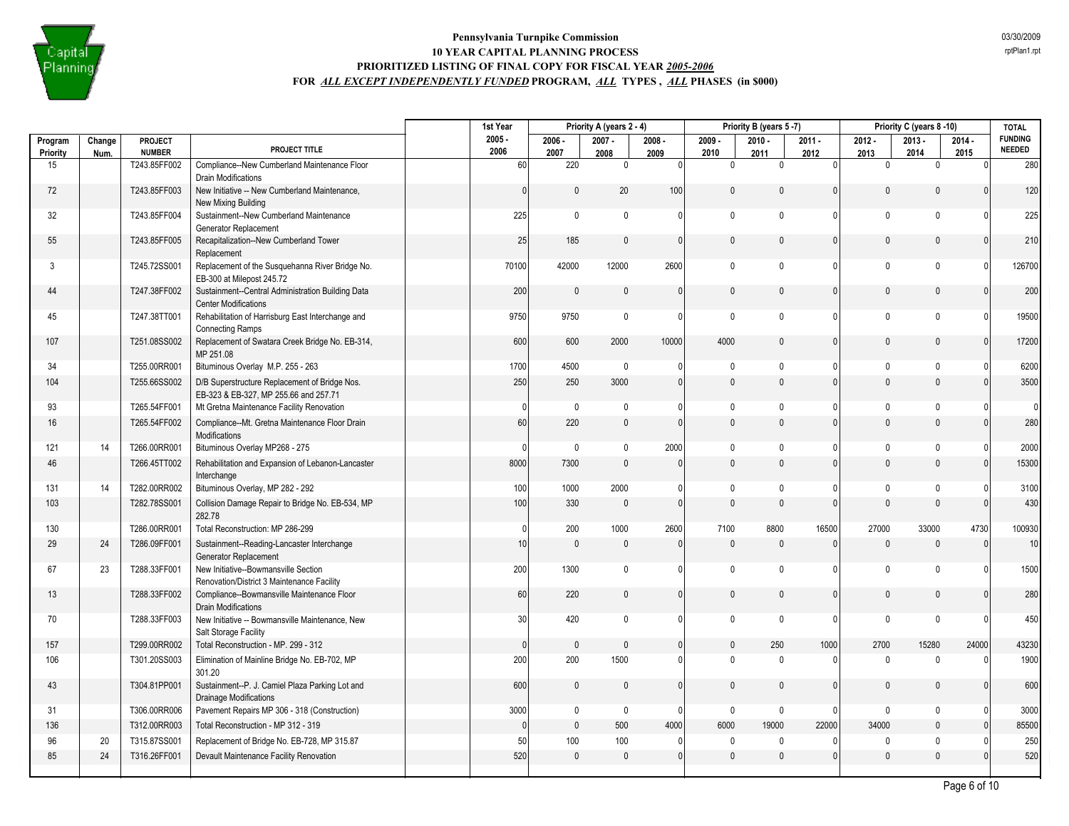**Pennsylvania Turnpike Commission**
**10 YEAR CAPITAL PLANNING PROCESS**
**PRIORITIZED LISTING OF FINAL COPY FOR FISCAL YEAR *2005-2006***
**FOR *ALL EXCEPT INDEPENDENTLY FUNDED* PROGRAM, *ALL* TYPES , *ALL* PHASES (in $000)**

| | | | | 1st Year | Priority A (years 2 - 4) | | | Priority B (years 5 -7) | | | Priority C (years 8 -10) | | | TOTAL |
|---|---|---|---|---|---|---|---|---|---|---|---|---|---|---|
| Program Priority | Change Num. | PROJECT NUMBER | PROJECT TITLE | 2005 - 2006 | 2006 - 2007 | 2007 - 2008 | 2008 - 2009 | 2009 - 2010 | 2010 - 2011 | 2011 - 2012 | 2012 - 2013 | 2013 - 2014 | 2014 - 2015 | FUNDING NEEDED |
| 15 | | T243.85FF002 | Compliance--New Cumberland Maintenance Floor Drain Modifications | 60 | 220 | 0 | 0 | 0 | 0 | 0 | 0 | 0 | 0 | 280 |
| 72 | | T243.85FF003 | New Initiative -- New Cumberland Maintenance, New Mixing Building | 0 | 0 | 20 | 100 | 0 | 0 | 0 | 0 | 0 | 0 | 120 |
| 32 | | T243.85FF004 | Sustainment--New Cumberland Maintenance Generator Replacement | 225 | 0 | 0 | 0 | 0 | 0 | 0 | 0 | 0 | 0 | 225 |
| 55 | | T243.85FF005 | Recapitalization--New Cumberland Tower Replacement | 25 | 185 | 0 | 0 | 0 | 0 | 0 | 0 | 0 | 0 | 210 |
| 3 | | T245.72SS001 | Replacement of the Susquehanna River Bridge No. EB-300 at Milepost 245.72 | 70100 | 42000 | 12000 | 2600 | 0 | 0 | 0 | 0 | 0 | 0 | 126700 |
| 44 | | T247.38FF002 | Sustainment--Central Administration Building Data Center Modifications | 200 | 0 | 0 | 0 | 0 | 0 | 0 | 0 | 0 | 0 | 200 |
| 45 | | T247.38TT001 | Rehabilitation of Harrisburg East Interchange and Connecting Ramps | 9750 | 9750 | 0 | 0 | 0 | 0 | 0 | 0 | 0 | 0 | 19500 |
| 107 | | T251.08SS002 | Replacement of Swatara Creek Bridge No. EB-314, MP 251.08 | 600 | 600 | 2000 | 10000 | 4000 | 0 | 0 | 0 | 0 | 0 | 17200 |
| 34 | | T255.00RR001 | Bituminous Overlay M.P. 255 - 263 | 1700 | 4500 | 0 | 0 | 0 | 0 | 0 | 0 | 0 | 0 | 6200 |
| 104 | | T255.66SS002 | D/B Superstructure Replacement of Bridge Nos. EB-323 & EB-327, MP 255.66 and 257.71 | 250 | 250 | 3000 | 0 | 0 | 0 | 0 | 0 | 0 | 0 | 3500 |
| 93 | | T265.54FF001 | Mt Gretna Maintenance Facility Renovation | 0 | 0 | 0 | 0 | 0 | 0 | 0 | 0 | 0 | 0 | 0 |
| 16 | | T265.54FF002 | Compliance--Mt. Gretna Maintenance Floor Drain Modifications | 60 | 220 | 0 | 0 | 0 | 0 | 0 | 0 | 0 | 0 | 280 |
| 121 | 14 | T266.00RR001 | Bituminous Overlay MP268 - 275 | 0 | 0 | 0 | 2000 | 0 | 0 | 0 | 0 | 0 | 0 | 2000 |
| 46 | | T266.45TT002 | Rehabilitation and Expansion of Lebanon-Lancaster Interchange | 8000 | 7300 | 0 | 0 | 0 | 0 | 0 | 0 | 0 | 0 | 15300 |
| 131 | 14 | T282.00RR002 | Bituminous Overlay, MP 282 - 292 | 100 | 1000 | 2000 | 0 | 0 | 0 | 0 | 0 | 0 | 0 | 3100 |
| 103 | | T282.78SS001 | Collision Damage Repair to Bridge No. EB-534, MP 282.78 | 100 | 330 | 0 | 0 | 0 | 0 | 0 | 0 | 0 | 0 | 430 |
| 130 | | T286.00RR001 | Total Reconstruction: MP 286-299 | 0 | 200 | 1000 | 2600 | 7100 | 8800 | 16500 | 27000 | 33000 | 4730 | 100930 |
| 29 | 24 | T286.09FF001 | Sustainment--Reading-Lancaster Interchange Generator Replacement | 10 | 0 | 0 | 0 | 0 | 0 | 0 | 0 | 0 | 0 | 10 |
| 67 | 23 | T288.33FF001 | New Initiative--Bowmansville Section Renovation/District 3 Maintenance Facility | 200 | 1300 | 0 | 0 | 0 | 0 | 0 | 0 | 0 | 0 | 1500 |
| 13 | | T288.33FF002 | Compliance--Bowmansville Maintenance Floor Drain Modifications | 60 | 220 | 0 | 0 | 0 | 0 | 0 | 0 | 0 | 0 | 280 |
| 70 | | T288.33FF003 | New Initiative -- Bowmansville Maintenance, New Salt Storage Facility | 30 | 420 | 0 | 0 | 0 | 0 | 0 | 0 | 0 | 0 | 450 |
| 157 | | T299.00RR002 | Total Reconstruction - MP. 299 - 312 | 0 | 0 | 0 | 0 | 0 | 250 | 1000 | 2700 | 15280 | 24000 | 43230 |
| 106 | | T301.20SS003 | Elimination of Mainline Bridge No. EB-702, MP 301.20 | 200 | 200 | 1500 | 0 | 0 | 0 | 0 | 0 | 0 | 0 | 1900 |
| 43 | | T304.81PP001 | Sustainment--P. J. Camiel Plaza Parking Lot and Drainage Modifications | 600 | 0 | 0 | 0 | 0 | 0 | 0 | 0 | 0 | 0 | 600 |
| 31 | | T306.00RR006 | Pavement Repairs MP 306 - 318 (Construction) | 3000 | 0 | 0 | 0 | 0 | 0 | 0 | 0 | 0 | 0 | 3000 |
| 136 | | T312.00RR003 | Total Reconstruction - MP 312 - 319 | 0 | 0 | 500 | 4000 | 6000 | 19000 | 22000 | 34000 | 0 | 0 | 85500 |
| 96 | 20 | T315.87SS001 | Replacement of Bridge No. EB-728, MP 315.87 | 50 | 100 | 100 | 0 | 0 | 0 | 0 | 0 | 0 | 0 | 250 |
| 85 | 24 | T316.26FF001 | Devault Maintenance Facility Renovation | 520 | 0 | 0 | 0 | 0 | 0 | 0 | 0 | 0 | 0 | 520 |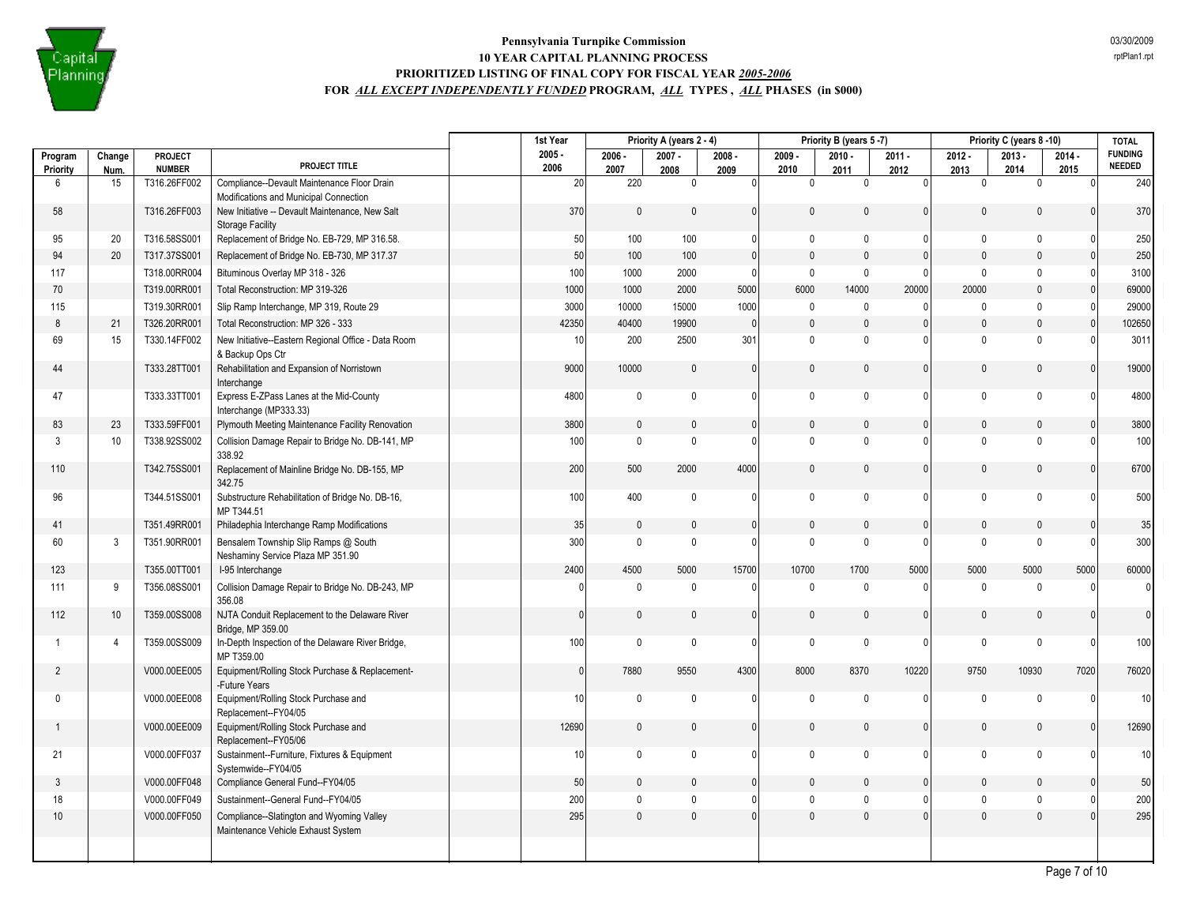**Pennsylvania Turnpike Commission**
**10 YEAR CAPITAL PLANNING PROCESS**
**PRIORITIZED LISTING OF FINAL COPY FOR FISCAL YEAR *2005-2006***
**FOR *ALL EXCEPT INDEPENDENTLY FUNDED* PROGRAM, *ALL* TYPES , *ALL* PHASES (in $000)**

03/30/2009
rptPlan1.rpt

| | | | | 1st Year | Priority A (years 2 - 4) | | | Priority B (years 5 -7) | | | Priority C (years 8 -10) | | | TOTAL |
|---|---|---|---|---|---|---|---|---|---|---|---|---|---|---|
| Program Priority | Change Num. | PROJECT NUMBER | PROJECT TITLE | 2005 - 2006 | 2006 - 2007 | 2007 - 2008 | 2008 - 2009 | 2009 - 2010 | 2010 - 2011 | 2011 - 2012 | 2012 - 2013 | 2013 - 2014 | 2014 - 2015 | FUNDING NEEDED |
| 6 | 15 | T316.26FF002 | Compliance--Devault Maintenance Floor Drain Modifications and Municipal Connection | 20 | 220 | 0 | 0 | 0 | 0 | 0 | 0 | 0 | 0 | 240 |
| 58 | | T316.26FF003 | New Initiative -- Devault Maintenance, New Salt Storage Facility | 370 | 0 | 0 | 0 | 0 | 0 | 0 | 0 | 0 | 0 | 370 |
| 95 | 20 | T316.58SS001 | Replacement of Bridge No. EB-729, MP 316.58. | 50 | 100 | 100 | 0 | 0 | 0 | 0 | 0 | 0 | 0 | 250 |
| 94 | 20 | T317.37SS001 | Replacement of Bridge No. EB-730, MP 317.37 | 50 | 100 | 100 | 0 | 0 | 0 | 0 | 0 | 0 | 0 | 250 |
| 117 | | T318.00RR004 | Bituminous Overlay MP 318 - 326 | 100 | 1000 | 2000 | 0 | 0 | 0 | 0 | 0 | 0 | 0 | 3100 |
| 70 | | T319.00RR001 | Total Reconstruction: MP 319-326 | 1000 | 1000 | 2000 | 5000 | 6000 | 14000 | 20000 | 20000 | 0 | 0 | 69000 |
| 115 | | T319.30RR001 | Slip Ramp Interchange, MP 319, Route 29 | 3000 | 10000 | 15000 | 1000 | 0 | 0 | 0 | 0 | 0 | 0 | 29000 |
| 8 | 21 | T326.20RR001 | Total Reconstruction: MP 326 - 333 | 42350 | 40400 | 19900 | 0 | 0 | 0 | 0 | 0 | 0 | 0 | 102650 |
| 69 | 15 | T330.14FF002 | New Initiative--Eastern Regional Office - Data Room & Backup Ops Ctr | 10 | 200 | 2500 | 301 | 0 | 0 | 0 | 0 | 0 | 0 | 3011 |
| 44 | | T333.28TT001 | Rehabilitation and Expansion of Norristown Interchange | 9000 | 10000 | 0 | 0 | 0 | 0 | 0 | 0 | 0 | 0 | 19000 |
| 47 | | T333.33TT001 | Express E-ZPass Lanes at the Mid-County Interchange (MP333.33) | 4800 | 0 | 0 | 0 | 0 | 0 | 0 | 0 | 0 | 0 | 4800 |
| 83 | 23 | T333.59FF001 | Plymouth Meeting Maintenance Facility Renovation | 3800 | 0 | 0 | 0 | 0 | 0 | 0 | 0 | 0 | 0 | 3800 |
| 3 | 10 | T338.92SS002 | Collision Damage Repair to Bridge No. DB-141, MP 338.92 | 100 | 0 | 0 | 0 | 0 | 0 | 0 | 0 | 0 | 0 | 100 |
| 110 | | T342.75SS001 | Replacement of Mainline Bridge No. DB-155, MP 342.75 | 200 | 500 | 2000 | 4000 | 0 | 0 | 0 | 0 | 0 | 0 | 6700 |
| 96 | | T344.51SS001 | Substructure Rehabilitation of Bridge No. DB-16, MP T344.51 | 100 | 400 | 0 | 0 | 0 | 0 | 0 | 0 | 0 | 0 | 500 |
| 41 | | T351.49RR001 | Philadephia Interchange Ramp Modifications | 35 | 0 | 0 | 0 | 0 | 0 | 0 | 0 | 0 | 0 | 35 |
| 60 | 3 | T351.90RR001 | Bensalem Township Slip Ramps @ South Neshaminy Service Plaza MP 351.90 | 300 | 0 | 0 | 0 | 0 | 0 | 0 | 0 | 0 | 0 | 300 |
| 123 | | T355.00TT001 | I-95 Interchange | 2400 | 4500 | 5000 | 15700 | 10700 | 1700 | 5000 | 5000 | 5000 | 5000 | 60000 |
| 111 | 9 | T356.08SS001 | Collision Damage Repair to Bridge No. DB-243, MP 356.08 | 0 | 0 | 0 | 0 | 0 | 0 | 0 | 0 | 0 | 0 | 0 |
| 112 | 10 | T359.00SS008 | NJTA Conduit Replacement to the Delaware River Bridge, MP 359.00 | 0 | 0 | 0 | 0 | 0 | 0 | 0 | 0 | 0 | 0 | 0 |
| 1 | 4 | T359.00SS009 | In-Depth Inspection of the Delaware River Bridge, MP T359.00 | 100 | 0 | 0 | 0 | 0 | 0 | 0 | 0 | 0 | 0 | 100 |
| 2 | | V000.00EE005 | Equipment/Rolling Stock Purchase & Replacement--Future Years | 0 | 7880 | 9550 | 4300 | 8000 | 8370 | 10220 | 9750 | 10930 | 7020 | 76020 |
| 0 | | V000.00EE008 | Equipment/Rolling Stock Purchase and Replacement--FY04/05 | 10 | 0 | 0 | 0 | 0 | 0 | 0 | 0 | 0 | 0 | 10 |
| 1 | | V000.00EE009 | Equipment/Rolling Stock Purchase and Replacement--FY05/06 | 12690 | 0 | 0 | 0 | 0 | 0 | 0 | 0 | 0 | 0 | 12690 |
| 21 | | V000.00FF037 | Sustainment--Furniture, Fixtures & Equipment Systemwide--FY04/05 | 10 | 0 | 0 | 0 | 0 | 0 | 0 | 0 | 0 | 0 | 10 |
| 3 | | V000.00FF048 | Compliance General Fund--FY04/05 | 50 | 0 | 0 | 0 | 0 | 0 | 0 | 0 | 0 | 0 | 50 |
| 18 | | V000.00FF049 | Sustainment--General Fund--FY04/05 | 200 | 0 | 0 | 0 | 0 | 0 | 0 | 0 | 0 | 0 | 200 |
| 10 | | V000.00FF050 | Compliance--Slatington and Wyoming Valley Maintenance Vehicle Exhaust System | 295 | 0 | 0 | 0 | 0 | 0 | 0 | 0 | 0 | 0 | 295 |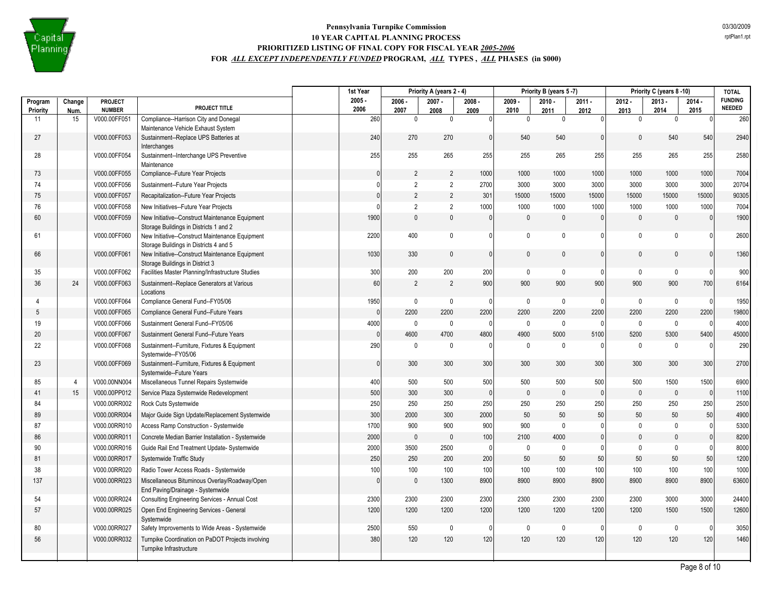# Pennsylvania Turnpike Commission
## 10 YEAR CAPITAL PLANNING PROCESS
### PRIORITIZED LISTING OF FINAL COPY FOR FISCAL YEAR *2005-2006*
### FOR *ALL EXCEPT INDEPENDENTLY FUNDED* PROGRAM, *ALL* TYPES , *ALL* PHASES (in $000)

03/30/2009
rptPlan1.rpt

| | | | | 1st Year | Priority A (years 2 - 4) | | | Priority B (years 5 -7) | | | Priority C (years 8 -10) | | | TOTAL |
|---|---|---|---|---|---|---|---|---|---|---|---|---|---|---|
| Program Priority | Change Num. | PROJECT NUMBER | PROJECT TITLE | 2005 - 2006 | 2006 - 2007 | 2007 - 2008 | 2008 - 2009 | 2009 - 2010 | 2010 - 2011 | 2011 - 2012 | 2012 - 2013 | 2013 - 2014 | 2014 - 2015 | FUNDING NEEDED |
| 11 | 15 | V000.00FF051 | Compliance--Harrison City and Donegal Maintenance Vehicle Exhaust System | 260 | 0 | 0 | 0 | 0 | 0 | 0 | 0 | 0 | 0 | 260 |
| 27 | | V000.00FF053 | Sustainment--Replace UPS Batteries at Interchanges | 240 | 270 | 270 | 0 | 540 | 540 | 0 | 0 | 540 | 540 | 2940 |
| 28 | | V000.00FF054 | Sustainment--Interchange UPS Preventive Maintenance | 255 | 255 | 265 | 255 | 255 | 265 | 255 | 255 | 265 | 255 | 2580 |
| 73 | | V000.00FF055 | Compliance--Future Year Projects | 0 | 2 | 2 | 1000 | 1000 | 1000 | 1000 | 1000 | 1000 | 1000 | 7004 |
| 74 | | V000.00FF056 | Sustainment--Future Year Projects | 0 | 2 | 2 | 2700 | 3000 | 3000 | 3000 | 3000 | 3000 | 3000 | 20704 |
| 75 | | V000.00FF057 | Recapitalization--Future Year Projects | 0 | 2 | 2 | 301 | 15000 | 15000 | 15000 | 15000 | 15000 | 15000 | 90305 |
| 76 | | V000.00FF058 | New Initiatives--Future Year Projects | 0 | 2 | 2 | 1000 | 1000 | 1000 | 1000 | 1000 | 1000 | 1000 | 7004 |
| 60 | | V000.00FF059 | New Initiative--Construct Maintenance Equipment Storage Buildings in Districts 1 and 2 | 1900 | 0 | 0 | 0 | 0 | 0 | 0 | 0 | 0 | 0 | 1900 |
| 61 | | V000.00FF060 | New Initiative--Construct Maintenance Equipment Storage Buildings in Districts 4 and 5 | 2200 | 400 | 0 | 0 | 0 | 0 | 0 | 0 | 0 | 0 | 2600 |
| 66 | | V000.00FF061 | New Initiative--Construct Maintenance Equipment Storage Buildings in District 3 | 1030 | 330 | 0 | 0 | 0 | 0 | 0 | 0 | 0 | 0 | 1360 |
| 35 | | V000.00FF062 | Facilities Master Planning/Infrastructure Studies | 300 | 200 | 200 | 200 | 0 | 0 | 0 | 0 | 0 | 0 | 900 |
| 36 | 24 | V000.00FF063 | Sustainment--Replace Generators at Various Locations | 60 | 2 | 2 | 900 | 900 | 900 | 900 | 900 | 900 | 700 | 6164 |
| 4 | | V000.00FF064 | Compliance General Fund--FY05/06 | 1950 | 0 | 0 | 0 | 0 | 0 | 0 | 0 | 0 | 0 | 1950 |
| 5 | | V000.00FF065 | Compliance General Fund--Future Years | 0 | 2200 | 2200 | 2200 | 2200 | 2200 | 2200 | 2200 | 2200 | 2200 | 19800 |
| 19 | | V000.00FF066 | Sustainment General Fund--FY05/06 | 4000 | 0 | 0 | 0 | 0 | 0 | 0 | 0 | 0 | 0 | 4000 |
| 20 | | V000.00FF067 | Sustainment General Fund--Future Years | 0 | 4600 | 4700 | 4800 | 4900 | 5000 | 5100 | 5200 | 5300 | 5400 | 45000 |
| 22 | | V000.00FF068 | Sustainment--Furniture, Fixtures & Equipment Systemwide--FY05/06 | 290 | 0 | 0 | 0 | 0 | 0 | 0 | 0 | 0 | 0 | 290 |
| 23 | | V000.00FF069 | Sustainment--Furniture, Fixtures & Equipment Systemwide--Future Years | 0 | 300 | 300 | 300 | 300 | 300 | 300 | 300 | 300 | 300 | 2700 |
| 85 | 4 | V000.00NN004 | Miscellaneous Tunnel Repairs Systemwide | 400 | 500 | 500 | 500 | 500 | 500 | 500 | 500 | 1500 | 1500 | 6900 |
| 41 | 15 | V000.00PP012 | Service Plaza Systemwide Redevelopment | 500 | 300 | 300 | 0 | 0 | 0 | 0 | 0 | 0 | 0 | 1100 |
| 84 | | V000.00RR002 | Rock Cuts Systemwide | 250 | 250 | 250 | 250 | 250 | 250 | 250 | 250 | 250 | 250 | 2500 |
| 89 | | V000.00RR004 | Major Guide Sign Update/Replacement Systemwide | 300 | 2000 | 300 | 2000 | 50 | 50 | 50 | 50 | 50 | 50 | 4900 |
| 87 | | V000.00RR010 | Access Ramp Construction - Systemwide | 1700 | 900 | 900 | 900 | 900 | 0 | 0 | 0 | 0 | 0 | 5300 |
| 86 | | V000.00RR011 | Concrete Median Barrier Installation - Systemwide | 2000 | 0 | 0 | 100 | 2100 | 4000 | 0 | 0 | 0 | 0 | 8200 |
| 90 | | V000.00RR016 | Guide Rail End Treatment Update- Systemwide | 2000 | 3500 | 2500 | 0 | 0 | 0 | 0 | 0 | 0 | 0 | 8000 |
| 81 | | V000.00RR017 | Systemwide Traffic Study | 250 | 250 | 200 | 200 | 50 | 50 | 50 | 50 | 50 | 50 | 1200 |
| 38 | | V000.00RR020 | Radio Tower Access Roads - Systemwide | 100 | 100 | 100 | 100 | 100 | 100 | 100 | 100 | 100 | 100 | 1000 |
| 137 | | V000.00RR023 | Miscellaneous Bituminous Overlay/Roadway/Open End Paving/Drainage - Systemwide | 0 | 0 | 1300 | 8900 | 8900 | 8900 | 8900 | 8900 | 8900 | 8900 | 63600 |
| 54 | | V000.00RR024 | Consulting Engineering Services - Annual Cost | 2300 | 2300 | 2300 | 2300 | 2300 | 2300 | 2300 | 2300 | 3000 | 3000 | 24400 |
| 57 | | V000.00RR025 | Open End Engineering Services - General Systemwide | 1200 | 1200 | 1200 | 1200 | 1200 | 1200 | 1200 | 1200 | 1500 | 1500 | 12600 |
| 80 | | V000.00RR027 | Safety Improvements to Wide Areas - Systemwide | 2500 | 550 | 0 | 0 | 0 | 0 | 0 | 0 | 0 | 0 | 3050 |
| 56 | | V000.00RR032 | Turnpike Coordination on PaDOT Projects involving Turnpike Infrastructure | 380 | 120 | 120 | 120 | 120 | 120 | 120 | 120 | 120 | 120 | 1460 |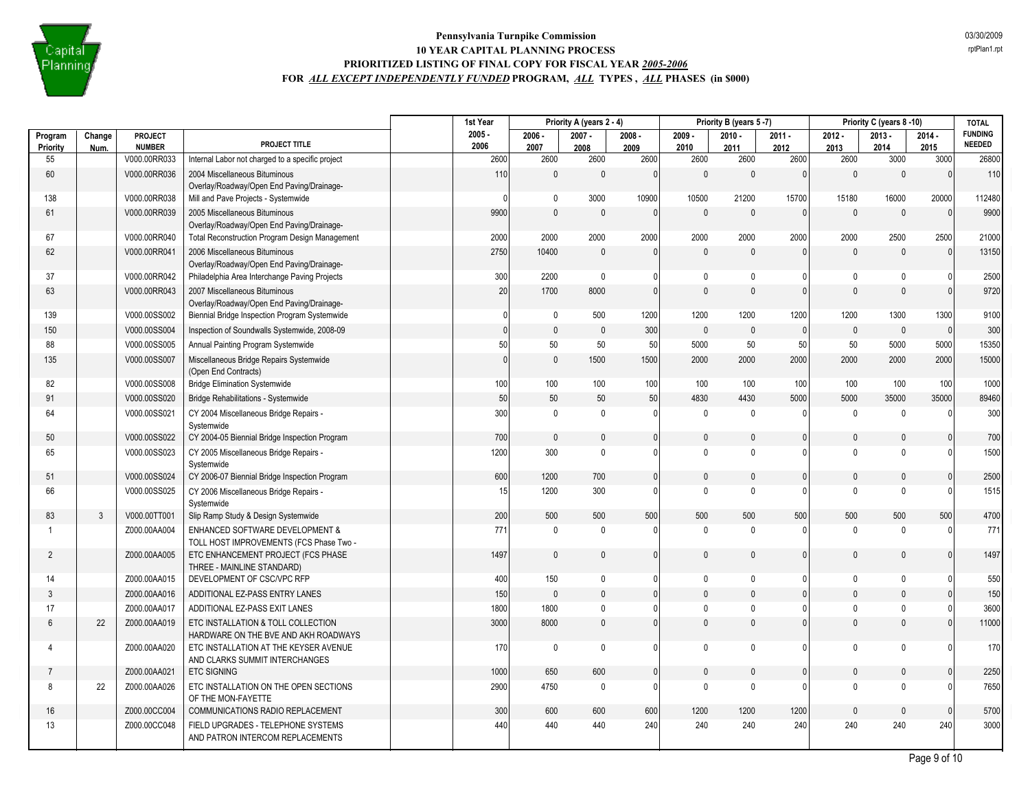# Pennsylvania Turnpike Commission

## 10 YEAR CAPITAL PLANNING PROCESS

## PRIORITIZED LISTING OF FINAL COPY FOR FISCAL YEAR *2005-2006*

## FOR *ALL EXCEPT INDEPENDENTLY FUNDED* PROGRAM, *ALL* TYPES , *ALL* PHASES (in $000)

03/30/2009
rptPlan1.rpt

| Program Priority | Change Num. | PROJECT NUMBER | PROJECT TITLE | 1st Year 2005 - 2006 | Priority A (years 2 - 4) 2006 - 2007 | 2007 - 2008 | 2008 - 2009 | Priority B (years 5 -7) 2009 - 2010 | 2010 - 2011 | 2011 - 2012 | Priority C (years 8 -10) 2012 - 2013 | 2013 - 2014 | 2014 - 2015 | TOTAL FUNDING NEEDED |
|---|---|---|---|---|---|---|---|---|---|---|---|---|---|---|
| 55 | | V000.00RR033 | Internal Labor not charged to a specific project | 2600 | 2600 | 2600 | 2600 | 2600 | 2600 | 2600 | 2600 | 3000 | 3000 | 26800 |
| 60 | | V000.00RR036 | 2004 Miscellaneous Bituminous Overlay/Roadway/Open End Paving/Drainage- | 110 | 0 | 0 | 0 | 0 | 0 | 0 | 0 | 0 | 0 | 110 |
| 138 | | V000.00RR038 | Mill and Pave Projects - Systemwide | 0 | 0 | 3000 | 10900 | 10500 | 21200 | 15700 | 15180 | 16000 | 20000 | 112480 |
| 61 | | V000.00RR039 | 2005 Miscellaneous Bituminous Overlay/Roadway/Open End Paving/Drainage- | 9900 | 0 | 0 | 0 | 0 | 0 | 0 | 0 | 0 | 0 | 9900 |
| 67 | | V000.00RR040 | Total Reconstruction Program Design Management | 2000 | 2000 | 2000 | 2000 | 2000 | 2000 | 2000 | 2000 | 2500 | 2500 | 21000 |
| 62 | | V000.00RR041 | 2006 Miscellaneous Bituminous Overlay/Roadway/Open End Paving/Drainage- | 2750 | 10400 | 0 | 0 | 0 | 0 | 0 | 0 | 0 | 0 | 13150 |
| 37 | | V000.00RR042 | Philadelphia Area Interchange Paving Projects | 300 | 2200 | 0 | 0 | 0 | 0 | 0 | 0 | 0 | 0 | 2500 |
| 63 | | V000.00RR043 | 2007 Miscellaneous Bituminous Overlay/Roadway/Open End Paving/Drainage- | 20 | 1700 | 8000 | 0 | 0 | 0 | 0 | 0 | 0 | 0 | 9720 |
| 139 | | V000.00SS002 | Biennial Bridge Inspection Program Systemwide | 0 | 0 | 500 | 1200 | 1200 | 1200 | 1200 | 1200 | 1300 | 1300 | 9100 |
| 150 | | V000.00SS004 | Inspection of Soundwalls Systemwide, 2008-09 | 0 | 0 | 0 | 300 | 0 | 0 | 0 | 0 | 0 | 0 | 300 |
| 88 | | V000.00SS005 | Annual Painting Program Systemwide | 50 | 50 | 50 | 50 | 5000 | 50 | 50 | 50 | 5000 | 5000 | 15350 |
| 135 | | V000.00SS007 | Miscellaneous Bridge Repairs Systemwide (Open End Contracts) | 0 | 0 | 1500 | 1500 | 2000 | 2000 | 2000 | 2000 | 2000 | 2000 | 15000 |
| 82 | | V000.00SS008 | Bridge Elimination Systemwide | 100 | 100 | 100 | 100 | 100 | 100 | 100 | 100 | 100 | 100 | 1000 |
| 91 | | V000.00SS020 | Bridge Rehabilitations - Systemwide | 50 | 50 | 50 | 50 | 4830 | 4430 | 5000 | 5000 | 35000 | 35000 | 89460 |
| 64 | | V000.00SS021 | CY 2004 Miscellaneous Bridge Repairs - Systemwide | 300 | 0 | 0 | 0 | 0 | 0 | 0 | 0 | 0 | 0 | 300 |
| 50 | | V000.00SS022 | CY 2004-05 Biennial Bridge Inspection Program | 700 | 0 | 0 | 0 | 0 | 0 | 0 | 0 | 0 | 0 | 700 |
| 65 | | V000.00SS023 | CY 2005 Miscellaneous Bridge Repairs - Systemwide | 1200 | 300 | 0 | 0 | 0 | 0 | 0 | 0 | 0 | 0 | 1500 |
| 51 | | V000.00SS024 | CY 2006-07 Biennial Bridge Inspection Program | 600 | 1200 | 700 | 0 | 0 | 0 | 0 | 0 | 0 | 0 | 2500 |
| 66 | | V000.00SS025 | CY 2006 Miscellaneous Bridge Repairs - Systemwide | 15 | 1200 | 300 | 0 | 0 | 0 | 0 | 0 | 0 | 0 | 1515 |
| 83 | 3 | V000.00TT001 | Slip Ramp Study & Design Systemwide | 200 | 500 | 500 | 500 | 500 | 500 | 500 | 500 | 500 | 500 | 4700 |
| 1 | | Z000.00AA004 | ENHANCED SOFTWARE DEVELOPMENT & TOLL HOST IMPROVEMENTS (FCS Phase Two - | 771 | 0 | 0 | 0 | 0 | 0 | 0 | 0 | 0 | 0 | 771 |
| 2 | | Z000.00AA005 | ETC ENHANCEMENT PROJECT (FCS PHASE THREE - MAINLINE STANDARD) | 1497 | 0 | 0 | 0 | 0 | 0 | 0 | 0 | 0 | 0 | 1497 |
| 14 | | Z000.00AA015 | DEVELOPMENT OF CSC/VPC RFP | 400 | 150 | 0 | 0 | 0 | 0 | 0 | 0 | 0 | 0 | 550 |
| 3 | | Z000.00AA016 | ADDITIONAL EZ-PASS ENTRY LANES | 150 | 0 | 0 | 0 | 0 | 0 | 0 | 0 | 0 | 0 | 150 |
| 17 | | Z000.00AA017 | ADDITIONAL EZ-PASS EXIT LANES | 1800 | 1800 | 0 | 0 | 0 | 0 | 0 | 0 | 0 | 0 | 3600 |
| 6 | 22 | Z000.00AA019 | ETC INSTALLATION & TOLL COLLECTION HARDWARE ON THE BVE AND AKH ROADWAYS | 3000 | 8000 | 0 | 0 | 0 | 0 | 0 | 0 | 0 | 0 | 11000 |
| 4 | | Z000.00AA020 | ETC INSTALLATION AT THE KEYSER AVENUE AND CLARKS SUMMIT INTERCHANGES | 170 | 0 | 0 | 0 | 0 | 0 | 0 | 0 | 0 | 0 | 170 |
| 7 | | Z000.00AA021 | ETC SIGNING | 1000 | 650 | 600 | 0 | 0 | 0 | 0 | 0 | 0 | 0 | 2250 |
| 8 | 22 | Z000.00AA026 | ETC INSTALLATION ON THE OPEN SECTIONS OF THE MON-FAYETTE | 2900 | 4750 | 0 | 0 | 0 | 0 | 0 | 0 | 0 | 0 | 7650 |
| 16 | | Z000.00CC004 | COMMUNICATIONS RADIO REPLACEMENT | 300 | 600 | 600 | 600 | 1200 | 1200 | 1200 | 0 | 0 | 0 | 5700 |
| 13 | | Z000.00CC048 | FIELD UPGRADES - TELEPHONE SYSTEMS AND PATRON INTERCOM REPLACEMENTS | 440 | 440 | 440 | 240 | 240 | 240 | 240 | 240 | 240 | 240 | 3000 |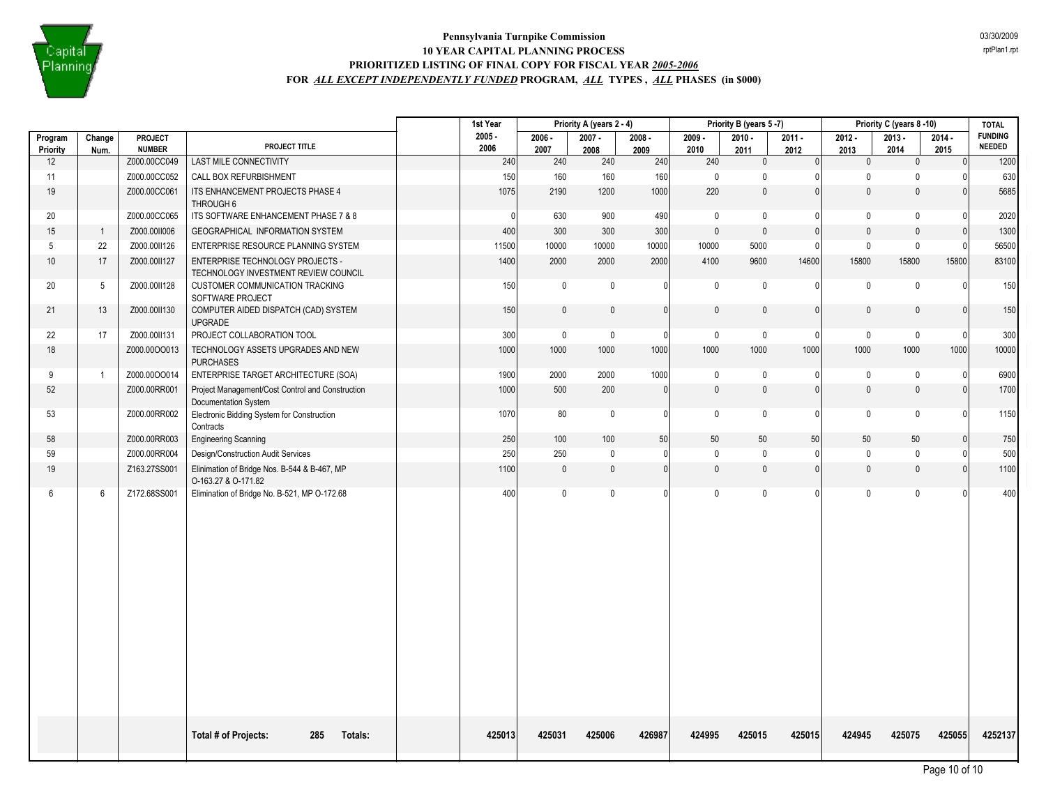# Pennsylvania Turnpike Commission
## 10 YEAR CAPITAL PLANNING PROCESS
## PRIORITIZED LISTING OF FINAL COPY FOR FISCAL YEAR *2005-2006*
## FOR *ALL EXCEPT INDEPENDENTLY FUNDED* PROGRAM, *ALL* TYPES , *ALL* PHASES (in $000)

03/30/2009
rptPlan1.rpt

| | | | | | 1st Year | Priority A (years 2 - 4) | | | Priority B (years 5 -7) | | | Priority C (years 8 -10) | | | TOTAL |
|---|---|---|---|---|---|---|---|---|---|---|---|---|---|---|---|
| Program Priority | Change Num. | PROJECT NUMBER | PROJECT TITLE | | 2005 - 2006 | 2006 - 2007 | 2007 - 2008 | 2008 - 2009 | 2009 - 2010 | 2010 - 2011 | 2011 - 2012 | 2012 - 2013 | 2013 - 2014 | 2014 - 2015 | FUNDING NEEDED |
| 12 | | Z000.00CC049 | LAST MILE CONNECTIVITY | | 240 | 240 | 240 | 240 | 240 | 0 | 0 | 0 | 0 | 0 | 1200 |
| 11 | | Z000.00CC052 | CALL BOX REFURBISHMENT | | 150 | 160 | 160 | 160 | 0 | 0 | 0 | 0 | 0 | 0 | 630 |
| 19 | | Z000.00CC061 | ITS ENHANCEMENT PROJECTS PHASE 4 THROUGH 6 | | 1075 | 2190 | 1200 | 1000 | 220 | 0 | 0 | 0 | 0 | 0 | 5685 |
| 20 | | Z000.00CC065 | ITS SOFTWARE ENHANCEMENT PHASE 7 & 8 | | 0 | 630 | 900 | 490 | 0 | 0 | 0 | 0 | 0 | 0 | 2020 |
| 15 | 1 | Z000.00II006 | GEOGRAPHICAL INFORMATION SYSTEM | | 400 | 300 | 300 | 300 | 0 | 0 | 0 | 0 | 0 | 0 | 1300 |
| 5 | 22 | Z000.00II126 | ENTERPRISE RESOURCE PLANNING SYSTEM | | 11500 | 10000 | 10000 | 10000 | 10000 | 5000 | 0 | 0 | 0 | 0 | 56500 |
| 10 | 17 | Z000.00II127 | ENTERPRISE TECHNOLOGY PROJECTS - TECHNOLOGY INVESTMENT REVIEW COUNCIL | | 1400 | 2000 | 2000 | 2000 | 4100 | 9600 | 14600 | 15800 | 15800 | 15800 | 83100 |
| 20 | 5 | Z000.00II128 | CUSTOMER COMMUNICATION TRACKING SOFTWARE PROJECT | | 150 | 0 | 0 | 0 | 0 | 0 | 0 | 0 | 0 | 0 | 150 |
| 21 | 13 | Z000.00II130 | COMPUTER AIDED DISPATCH (CAD) SYSTEM UPGRADE | | 150 | 0 | 0 | 0 | 0 | 0 | 0 | 0 | 0 | 0 | 150 |
| 22 | 17 | Z000.00II131 | PROJECT COLLABORATION TOOL | | 300 | 0 | 0 | 0 | 0 | 0 | 0 | 0 | 0 | 0 | 300 |
| 18 | | Z000.00OO013 | TECHNOLOGY ASSETS UPGRADES AND NEW PURCHASES | | 1000 | 1000 | 1000 | 1000 | 1000 | 1000 | 1000 | 1000 | 1000 | 1000 | 10000 |
| 9 | 1 | Z000.00OO014 | ENTERPRISE TARGET ARCHITECTURE (SOA) | | 1900 | 2000 | 2000 | 1000 | 0 | 0 | 0 | 0 | 0 | 0 | 6900 |
| 52 | | Z000.00RR001 | Project Management/Cost Control and Construction Documentation System | | 1000 | 500 | 200 | 0 | 0 | 0 | 0 | 0 | 0 | 0 | 1700 |
| 53 | | Z000.00RR002 | Electronic Bidding System for Construction Contracts | | 1070 | 80 | 0 | 0 | 0 | 0 | 0 | 0 | 0 | 0 | 1150 |
| 58 | | Z000.00RR003 | Engineering Scanning | | 250 | 100 | 100 | 50 | 50 | 50 | 50 | 50 | 50 | 0 | 750 |
| 59 | | Z000.00RR004 | Design/Construction Audit Services | | 250 | 250 | 0 | 0 | 0 | 0 | 0 | 0 | 0 | 0 | 500 |
| 19 | | Z163.27SS001 | Elinimation of Bridge Nos. B-544 & B-467, MP O-163.27 & O-171.82 | | 1100 | 0 | 0 | 0 | 0 | 0 | 0 | 0 | 0 | 0 | 1100 |
| 6 | 6 | Z172.68SS001 | Elimination of Bridge No. B-521, MP O-172.68 | | 400 | 0 | 0 | 0 | 0 | 0 | 0 | 0 | 0 | 0 | 400 |
| | | | **Total # of Projects: 285 Totals:** | | **425013** | **425031** | **425006** | **426987** | **424995** | **425015** | **425015** | **424945** | **425075** | **425055** | **4252137** |